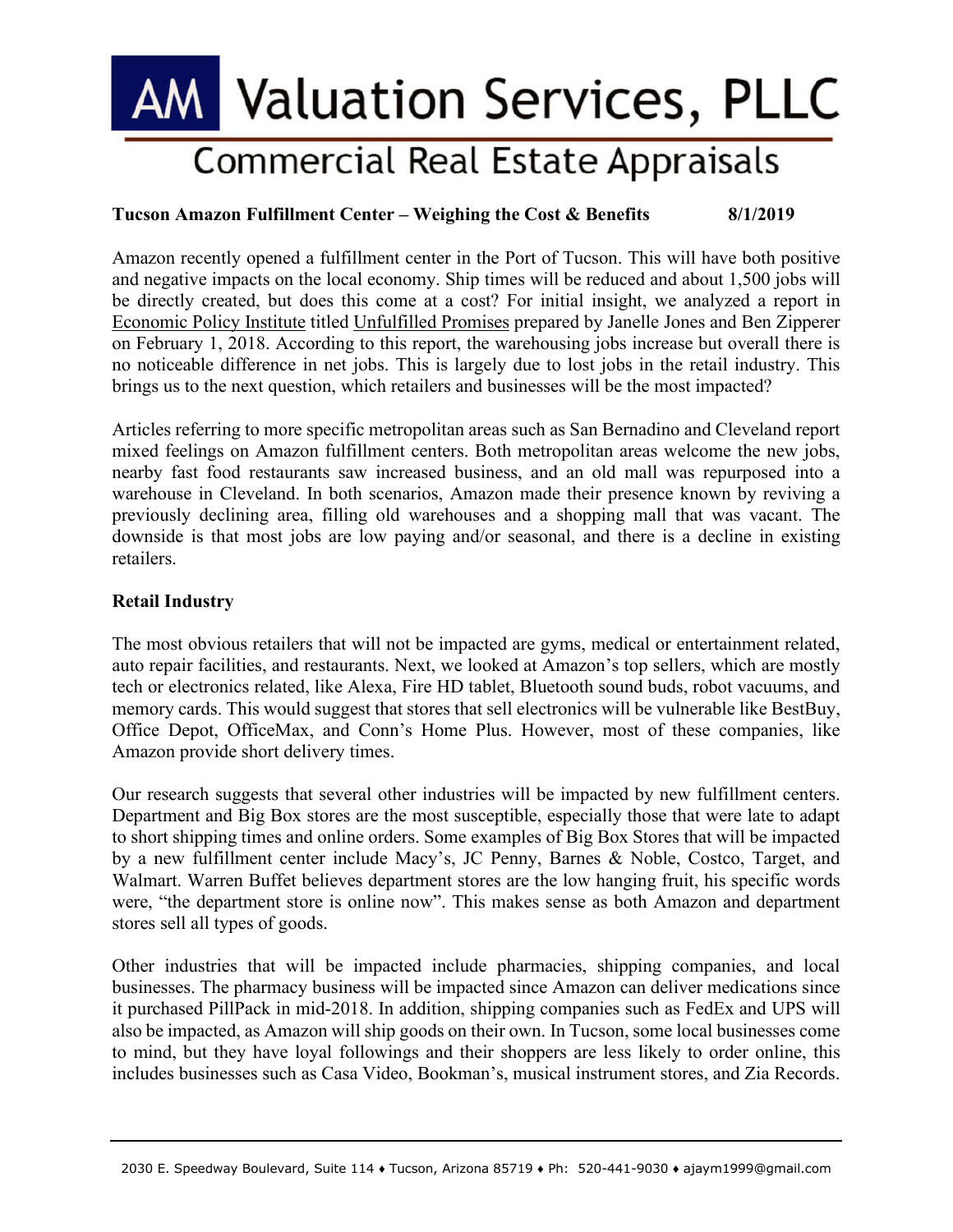# AM Valuation Services, PLLC

## Commercial Real Estate Appraisals

**Tucson Amazon Fulfillment Center – Weighing the Cost & Benefits 8/1/2019**

Amazon recently opened a fulfillment center in the Port of Tucson. This will have both positive and negative impacts on the local economy. Ship times will be reduced and about 1,500 jobs will be directly created, but does this come at a cost? For initial insight, we analyzed a report in Economic Policy Institute titled Unfulfilled Promises prepared by Janelle Jones and Ben Zipperer on February 1, 2018. According to this report, the warehousing jobs increase but overall there is no noticeable difference in net jobs. This is largely due to lost jobs in the retail industry. This brings us to the next question, which retailers and businesses will be the most impacted?

Articles referring to more specific metropolitan areas such as San Bernadino and Cleveland report mixed feelings on Amazon fulfillment centers. Both metropolitan areas welcome the new jobs, nearby fast food restaurants saw increased business, and an old mall was repurposed into a warehouse in Cleveland. In both scenarios, Amazon made their presence known by reviving a previously declining area, filling old warehouses and a shopping mall that was vacant. The downside is that most jobs are low paying and/or seasonal, and there is a decline in existing retailers.

**Retail Industry**

The most obvious retailers that will not be impacted are gyms, medical or entertainment related, auto repair facilities, and restaurants. Next, we looked at Amazon's top sellers, which are mostly tech or electronics related, like Alexa, Fire HD tablet, Bluetooth sound buds, robot vacuums, and memory cards. This would suggest that stores that sell electronics will be vulnerable like BestBuy, Office Depot, OfficeMax, and Conn's Home Plus. However, most of these companies, like Amazon provide short delivery times.

Our research suggests that several other industries will be impacted by new fulfillment centers. Department and Big Box stores are the most susceptible, especially those that were late to adapt to short shipping times and online orders. Some examples of Big Box Stores that will be impacted by a new fulfillment center include Macy's, JC Penny, Barnes & Noble, Costco, Target, and Walmart. Warren Buffet believes department stores are the low hanging fruit, his specific words were, "the department store is online now". This makes sense as both Amazon and department stores sell all types of goods.

Other industries that will be impacted include pharmacies, shipping companies, and local businesses. The pharmacy business will be impacted since Amazon can deliver medications since it purchased PillPack in mid-2018. In addition, shipping companies such as FedEx and UPS will also be impacted, as Amazon will ship goods on their own. In Tucson, some local businesses come to mind, but they have loyal followings and their shoppers are less likely to order online, this includes businesses such as Casa Video, Bookman's, musical instrument stores, and Zia Records.

2030 E. Speedway Boulevard, Suite 114 ♦ Tucson, Arizona 85719 ♦ Ph: 520-441-9030 ♦ ajaym1999@gmail.com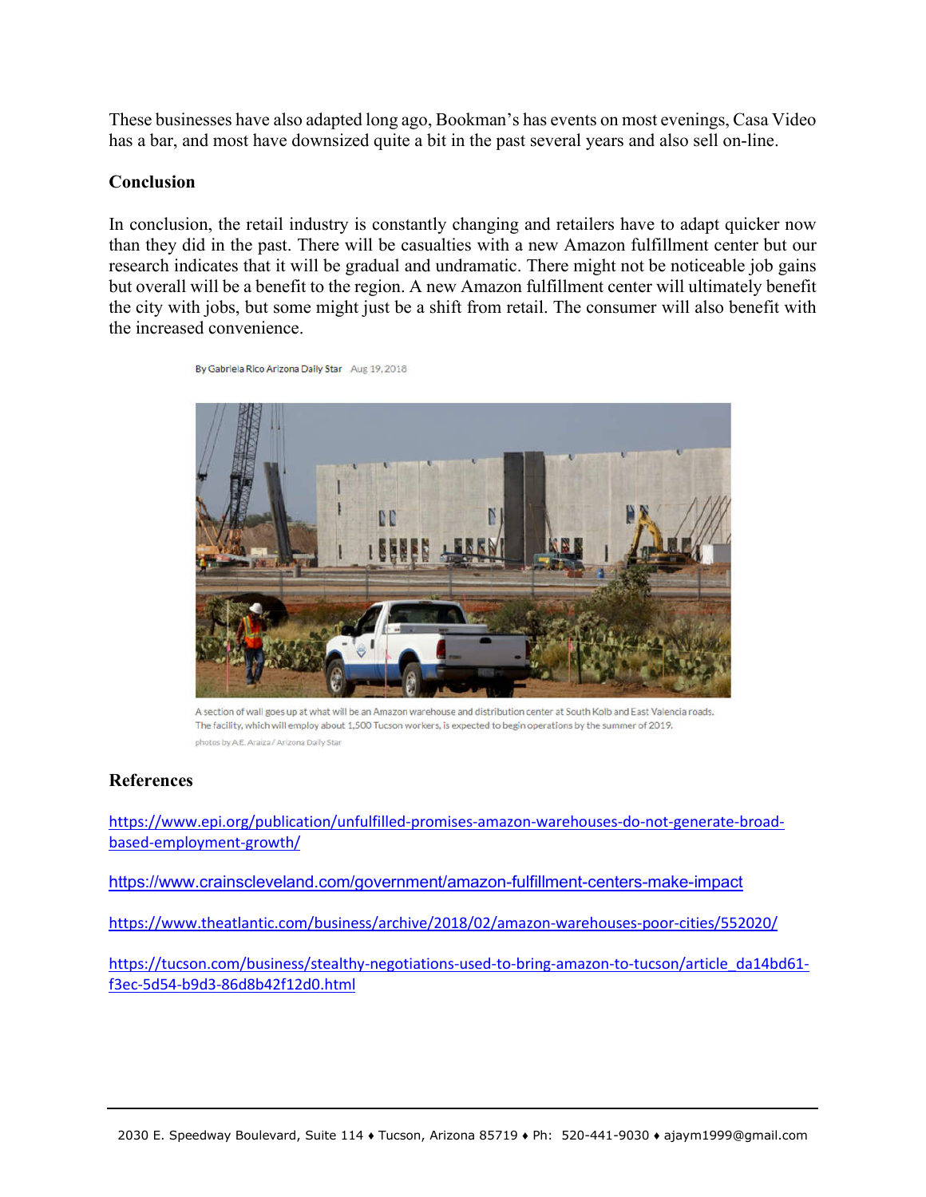These businesses have also adapted long ago, Bookman's has events on most evenings, Casa Video has a bar, and most have downsized quite a bit in the past several years and also sell on-line.

**Conclusion**

In conclusion, the retail industry is constantly changing and retailers have to adapt quicker now than they did in the past. There will be casualties with a new Amazon fulfillment center but our research indicates that it will be gradual and undramatic. There might not be noticeable job gains but overall will be a benefit to the region. A new Amazon fulfillment center will ultimately benefit the city with jobs, but some might just be a shift from retail. The consumer will also benefit with the increased convenience.

By Gabriela Rico Arizona Daily Star Aug 19, 2018

A section of wall goes up at what will be an Amazon warehouse and distribution center at South Kolb and East Valencia roads. The facility, which will employ about 1,500 Tucson workers, is expected to begin operations by the summer of 2019.

photos by A.E. Araiza / Arizona Daily Star

**References**

https://www.epi.org/publication/unfulfilled-promises-amazon-warehouses-do-not-generate-broad-based-employment-growth/

https://www.crainscleveland.com/government/amazon-fulfillment-centers-make-impact

https://www.theatlantic.com/business/archive/2018/02/amazon-warehouses-poor-cities/552020/

https://tucson.com/business/stealthy-negotiations-used-to-bring-amazon-to-tucson/article_da14bd61-f3ec-5d54-b9d3-86d8b42f12d0.html